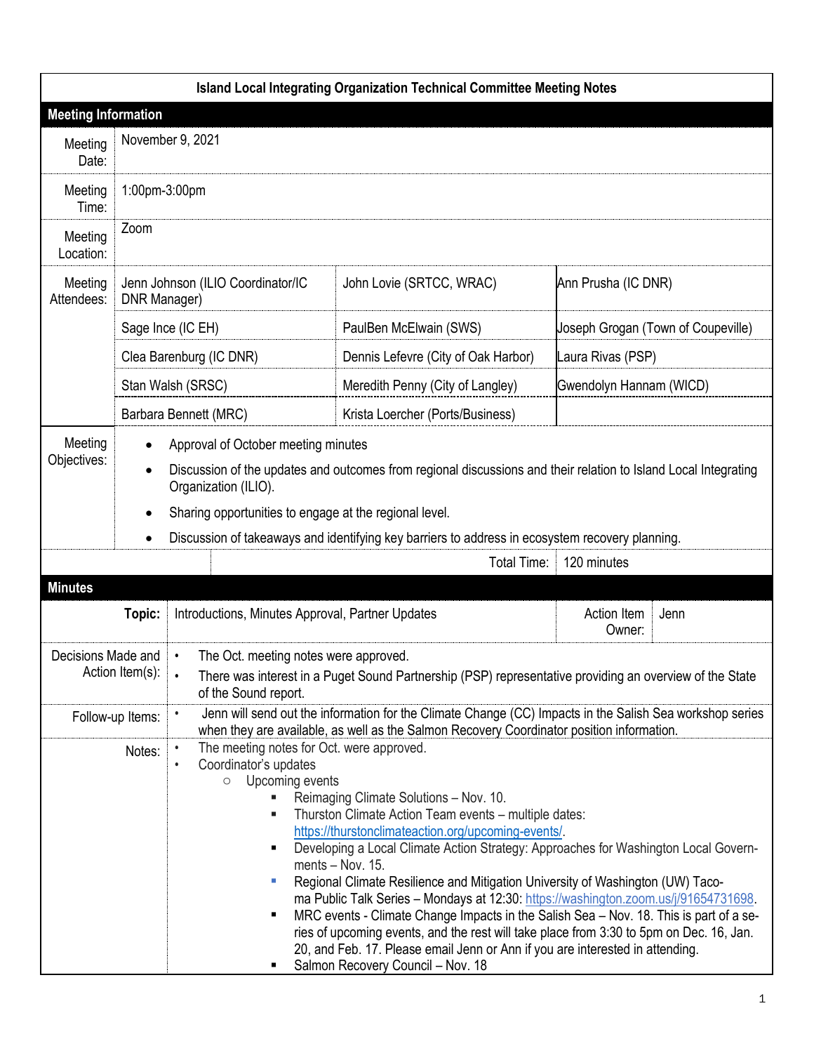# Island Local Integrating Organization Technical Committee Meeting Notes

## Meeting Information

| | | | |
|---|---|---|---|
| Meeting Date: | November 9, 2021 | | |
| Meeting Time: | 1:00pm-3:00pm | | |
| Meeting Location: | Zoom | | |
| Meeting Attendees: | Jenn Johnson (ILIO Coordinator/IC DNR Manager) | John Lovie (SRTCC, WRAC) | Ann Prusha (IC DNR) |
| | Sage Ince (IC EH) | PaulBen McElwain (SWS) | Joseph Grogan (Town of Coupeville) |
| | Clea Barenburg (IC DNR) | Dennis Lefevre (City of Oak Harbor) | Laura Rivas (PSP) |
| | Stan Walsh (SRSC) | Meredith Penny (City of Langley) | Gwendolyn Hannam (WICD) |
| | Barbara Bennett (MRC) | Krista Loercher (Ports/Business) | |

**Meeting Objectives:**

- Approval of October meeting minutes
- Discussion of the updates and outcomes from regional discussions and their relation to Island Local Integrating Organization (ILIO).
- Sharing opportunities to engage at the regional level.
- Discussion of takeaways and identifying key barriers to address in ecosystem recovery planning.

**Total Time:** 120 minutes

## Minutes

**Topic:** Introductions, Minutes Approval, Partner Updates

**Action Item Owner:** Jenn

**Decisions Made and Action Item(s):**

- The Oct. meeting notes were approved.
- There was interest in a Puget Sound Partnership (PSP) representative providing an overview of the State of the Sound report.

**Follow-up Items:**

- Jenn will send out the information for the Climate Change (CC) Impacts in the Salish Sea workshop series when they are available, as well as the Salmon Recovery Coordinator position information.

**Notes:**

- The meeting notes for Oct. were approved.
- Coordinator's updates
  - Upcoming events
    - Reimaging Climate Solutions – Nov. 10.
    - Thurston Climate Action Team events – multiple dates: https://thurstonclimateaction.org/upcoming-events/.
    - Developing a Local Climate Action Strategy: Approaches for Washington Local Governments – Nov. 15.
    - Regional Climate Resilience and Mitigation University of Washington (UW) Tacoma Public Talk Series – Mondays at 12:30: https://washington.zoom.us/j/91654731698.
    - MRC events - Climate Change Impacts in the Salish Sea – Nov. 18. This is part of a series of upcoming events, and the rest will take place from 3:30 to 5pm on Dec. 16, Jan. 20, and Feb. 17. Please email Jenn or Ann if you are interested in attending.
    - Salmon Recovery Council – Nov. 18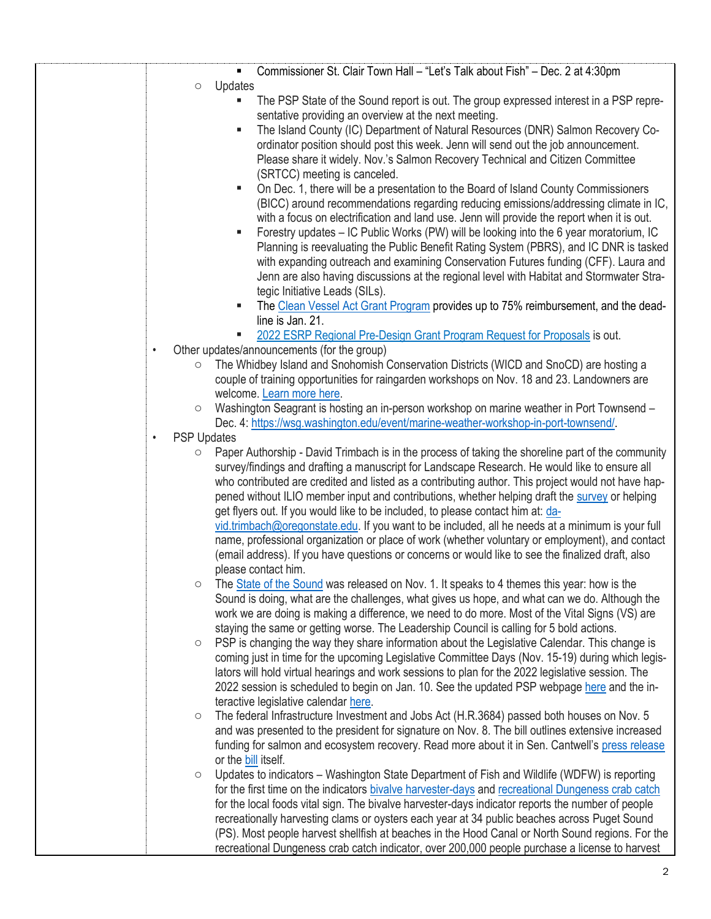- Commissioner St. Clair Town Hall – "Let's Talk about Fish" – Dec. 2 at 4:30pm
    - Updates
        - The PSP State of the Sound report is out. The group expressed interest in a PSP representative providing an overview at the next meeting.
        - The Island County (IC) Department of Natural Resources (DNR) Salmon Recovery Coordinator position should post this week. Jenn will send out the job announcement. Please share it widely. Nov.'s Salmon Recovery Technical and Citizen Committee (SRTCC) meeting is canceled.
        - On Dec. 1, there will be a presentation to the Board of Island County Commissioners (BICC) around recommendations regarding reducing emissions/addressing climate in IC, with a focus on electrification and land use. Jenn will provide the report when it is out.
        - Forestry updates – IC Public Works (PW) will be looking into the 6 year moratorium, IC Planning is reevaluating the Public Benefit Rating System (PBRS), and IC DNR is tasked with expanding outreach and examining Conservation Futures funding (CFF). Laura and Jenn are also having discussions at the regional level with Habitat and Stormwater Strategic Initiative Leads (SILs).
        - The Clean Vessel Act Grant Program provides up to 75% reimbursement, and the deadline is Jan. 21.
        - 2022 ESRP Regional Pre-Design Grant Program Request for Proposals is out.
- Other updates/announcements (for the group)
    - The Whidbey Island and Snohomish Conservation Districts (WICD and SnoCD) are hosting a couple of training opportunities for raingarden workshops on Nov. 18 and 23. Landowners are welcome. Learn more here.
    - Washington Seagrant is hosting an in-person workshop on marine weather in Port Townsend – Dec. 4: https://wsg.washington.edu/event/marine-weather-workshop-in-port-townsend/.
- PSP Updates
    - Paper Authorship - David Trimbach is in the process of taking the shoreline part of the community survey/findings and drafting a manuscript for Landscape Research. He would like to ensure all who contributed are credited and listed as a contributing author. This project would not have happened without ILIO member input and contributions, whether helping draft the survey or helping get flyers out. If you would like to be included, to please contact him at: david.trimbach@oregonstate.edu. If you want to be included, all he needs at a minimum is your full name, professional organization or place of work (whether voluntary or employment), and contact (email address). If you have questions or concerns or would like to see the finalized draft, also please contact him.
    - The State of the Sound was released on Nov. 1. It speaks to 4 themes this year: how is the Sound is doing, what are the challenges, what gives us hope, and what can we do. Although the work we are doing is making a difference, we need to do more. Most of the Vital Signs (VS) are staying the same or getting worse. The Leadership Council is calling for 5 bold actions.
    - PSP is changing the way they share information about the Legislative Calendar. This change is coming just in time for the upcoming Legislative Committee Days (Nov. 15-19) during which legislators will hold virtual hearings and work sessions to plan for the 2022 legislative session. The 2022 session is scheduled to begin on Jan. 10. See the updated PSP webpage here and the interactive legislative calendar here.
    - The federal Infrastructure Investment and Jobs Act (H.R.3684) passed both houses on Nov. 5 and was presented to the president for signature on Nov. 8. The bill outlines extensive increased funding for salmon and ecosystem recovery. Read more about it in Sen. Cantwell's press release or the bill itself.
    - Updates to indicators – Washington State Department of Fish and Wildlife (WDFW) is reporting for the first time on the indicators bivalve harvester-days and recreational Dungeness crab catch for the local foods vital sign. The bivalve harvester-days indicator reports the number of people recreationally harvesting clams or oysters each year at 34 public beaches across Puget Sound (PS). Most people harvest shellfish at beaches in the Hood Canal or North Sound regions. For the recreational Dungeness crab catch indicator, over 200,000 people purchase a license to harvest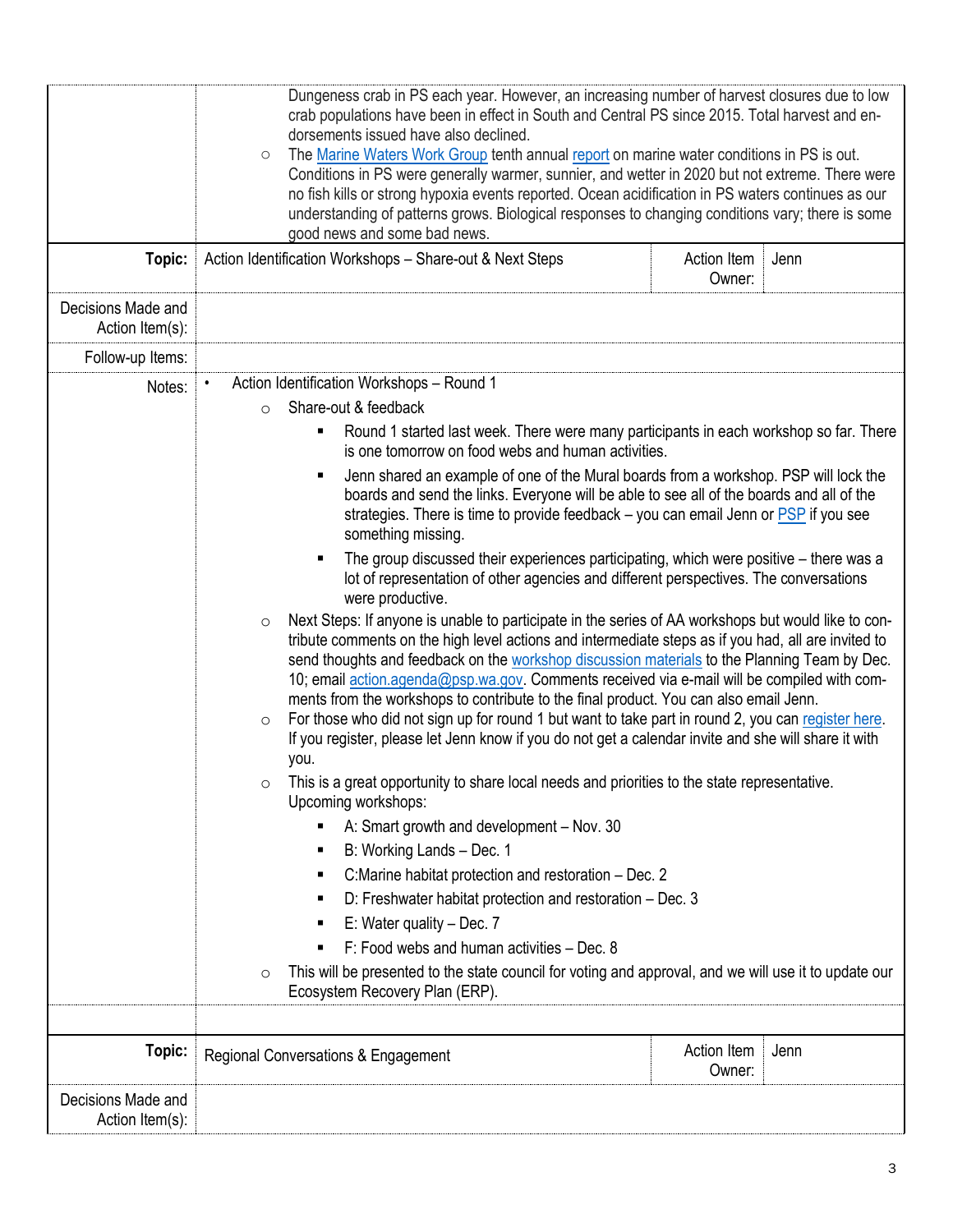|  | Dungeness crab in PS each year. However, an increasing number of harvest closures due to low crab populations have been in effect in South and Central PS since 2015. Total harvest and endorsements issued have also declined.<br>○ The Marine Waters Work Group tenth annual report on marine water conditions in PS is out. Conditions in PS were generally warmer, sunnier, and wetter in 2020 but not extreme. There were no fish kills or strong hypoxia events reported. Ocean acidification in PS waters continues as our understanding of patterns grows. Biological responses to changing conditions vary; there is some good news and some bad news. | | |
|---|---|---|---|
| **Topic:** | Action Identification Workshops – Share-out & Next Steps | Action Item Owner: | Jenn |
| Decisions Made and Action Item(s): | | | |
| Follow-up Items: | | | |
| Notes: | • Action Identification Workshops – Round 1<br>○ Share-out & feedback<br>▪ Round 1 started last week. There were many participants in each workshop so far. There is one tomorrow on food webs and human activities.<br>▪ Jenn shared an example of one of the Mural boards from a workshop. PSP will lock the boards and send the links. Everyone will be able to see all of the boards and all of the strategies. There is time to provide feedback – you can email Jenn or PSP if you see something missing.<br>▪ The group discussed their experiences participating, which were positive – there was a lot of representation of other agencies and different perspectives. The conversations were productive.<br>○ Next Steps: If anyone is unable to participate in the series of AA workshops but would like to contribute comments on the high level actions and intermediate steps as if you had, all are invited to send thoughts and feedback on the workshop discussion materials to the Planning Team by Dec. 10; email action.agenda@psp.wa.gov. Comments received via e-mail will be compiled with comments from the workshops to contribute to the final product. You can also email Jenn.<br>○ For those who did not sign up for round 1 but want to take part in round 2, you can register here. If you register, please let Jenn know if you do not get a calendar invite and she will share it with you.<br>○ This is a great opportunity to share local needs and priorities to the state representative. Upcoming workshops:<br>▪ A: Smart growth and development – Nov. 30<br>▪ B: Working Lands – Dec. 1<br>▪ C:Marine habitat protection and restoration – Dec. 2<br>▪ D: Freshwater habitat protection and restoration – Dec. 3<br>▪ E: Water quality – Dec. 7<br>▪ F: Food webs and human activities – Dec. 8<br>○ This will be presented to the state council for voting and approval, and we will use it to update our Ecosystem Recovery Plan (ERP). | | |
| | | | |
| **Topic:** | Regional Conversations & Engagement | Action Item Owner: | Jenn |
| Decisions Made and Action Item(s): | | | |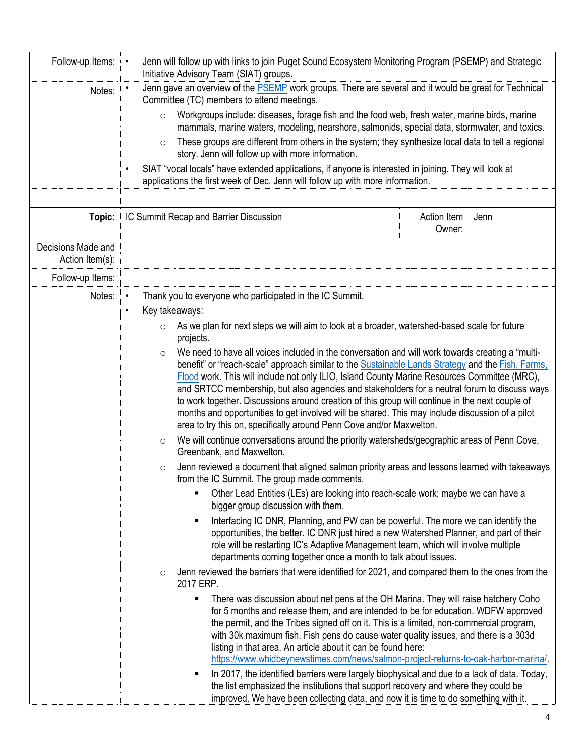| | |
|---|---|
| Follow-up Items: | • Jenn will follow up with links to join Puget Sound Ecosystem Monitoring Program (PSEMP) and Strategic Initiative Advisory Team (SIAT) groups. |
| Notes: | • Jenn gave an overview of the PSEMP work groups. There are several and it would be great for Technical Committee (TC) members to attend meetings.<br>  ○ Workgroups include: diseases, forage fish and the food web, fresh water, marine birds, marine mammals, marine waters, modeling, nearshore, salmonids, special data, stormwater, and toxics.<br>  ○ These groups are different from others in the system; they synthesize local data to tell a regional story. Jenn will follow up with more information.<br>• SIAT "vocal locals" have extended applications, if anyone is interested in joining. They will look at applications the first week of Dec. Jenn will follow up with more information. |

| | | | |
|---|---|---|---|
| **Topic:** | IC Summit Recap and Barrier Discussion | Action Item Owner: | Jenn |
| Decisions Made and Action Item(s): | | | |
| Follow-up Items: | | | |

Notes:

- Thank you to everyone who participated in the IC Summit.
- Key takeaways:
  - As we plan for next steps we will aim to look at a broader, watershed-based scale for future projects.
  - We need to have all voices included in the conversation and will work towards creating a "multi-benefit" or "reach-scale" approach similar to the Sustainable Lands Strategy and the Fish, Farms, Flood work. This will include not only ILIO, Island County Marine Resources Committee (MRC), and SRTCC membership, but also agencies and stakeholders for a neutral forum to discuss ways to work together. Discussions around creation of this group will continue in the next couple of months and opportunities to get involved will be shared. This may include discussion of a pilot area to try this on, specifically around Penn Cove and/or Maxwelton.
  - We will continue conversations around the priority watersheds/geographic areas of Penn Cove, Greenbank, and Maxwelton.
  - Jenn reviewed a document that aligned salmon priority areas and lessons learned with takeaways from the IC Summit. The group made comments.
    - Other Lead Entities (LEs) are looking into reach-scale work; maybe we can have a bigger group discussion with them.
    - Interfacing IC DNR, Planning, and PW can be powerful. The more we can identify the opportunities, the better. IC DNR just hired a new Watershed Planner, and part of their role will be restarting IC's Adaptive Management team, which will involve multiple departments coming together once a month to talk about issues.
  - Jenn reviewed the barriers that were identified for 2021, and compared them to the ones from the 2017 ERP.
    - There was discussion about net pens at the OH Marina. They will raise hatchery Coho for 5 months and release them, and are intended to be for education. WDFW approved the permit, and the Tribes signed off on it. This is a limited, non-commercial program, with 30k maximum fish. Fish pens do cause water quality issues, and there is a 303d listing in that area. An article about it can be found here: https://www.whidbeynewstimes.com/news/salmon-project-returns-to-oak-harbor-marina/.
    - In 2017, the identified barriers were largely biophysical and due to a lack of data. Today, the list emphasized the institutions that support recovery and where they could be improved. We have been collecting data, and now it is time to do something with it.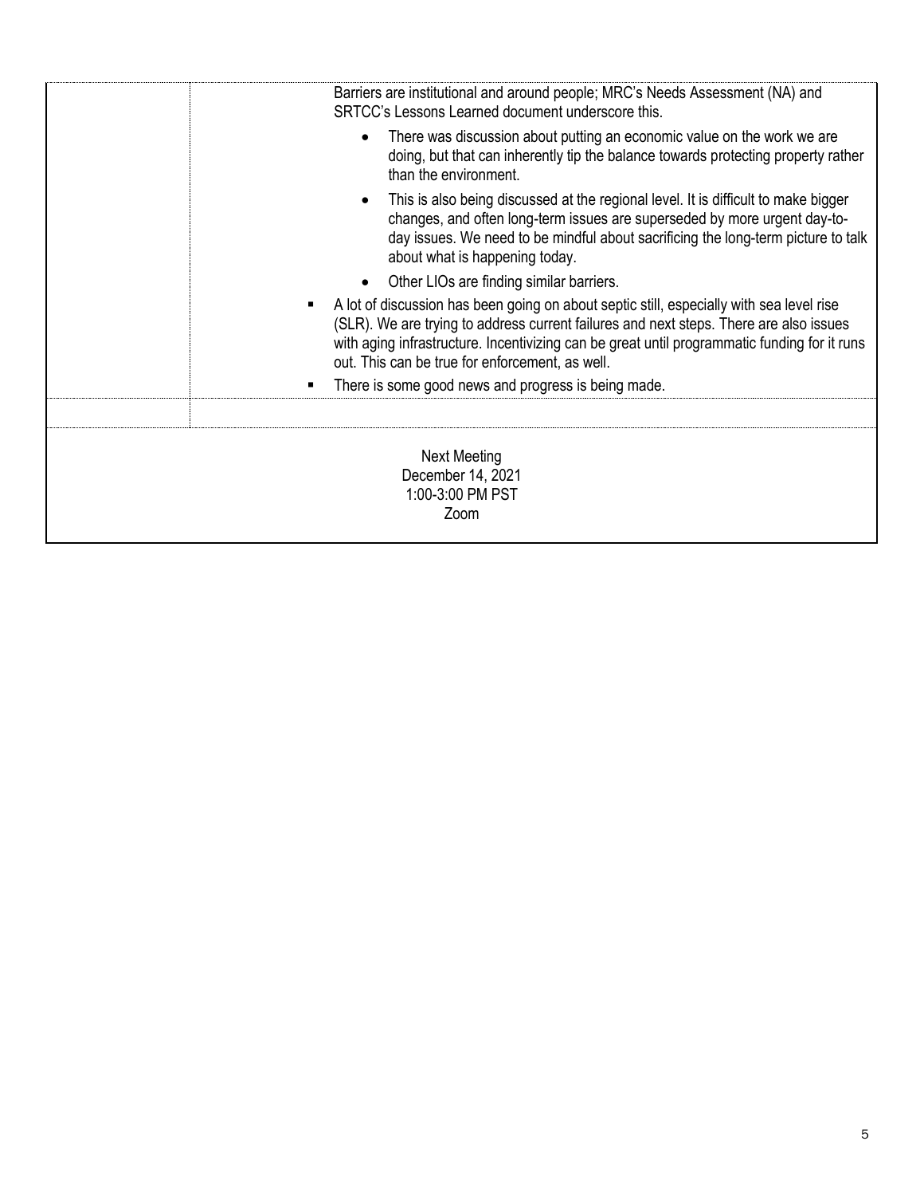| | |
|---|---|
| | Barriers are institutional and around people; MRC's Needs Assessment (NA) and SRTCC's Lessons Learned document underscore this.<br>• There was discussion about putting an economic value on the work we are doing, but that can inherently tip the balance towards protecting property rather than the environment.<br>• This is also being discussed at the regional level. It is difficult to make bigger changes, and often long-term issues are superseded by more urgent day-to-day issues. We need to be mindful about sacrificing the long-term picture to talk about what is happening today.<br>• Other LIOs are finding similar barriers.<br>▪ A lot of discussion has been going on about septic still, especially with sea level rise (SLR). We are trying to address current failures and next steps. There are also issues with aging infrastructure. Incentivizing can be great until programmatic funding for it runs out. This can be true for enforcement, as well.<br>▪ There is some good news and progress is being made. |
| | |

Next Meeting
December 14, 2021
1:00-3:00 PM PST
Zoom